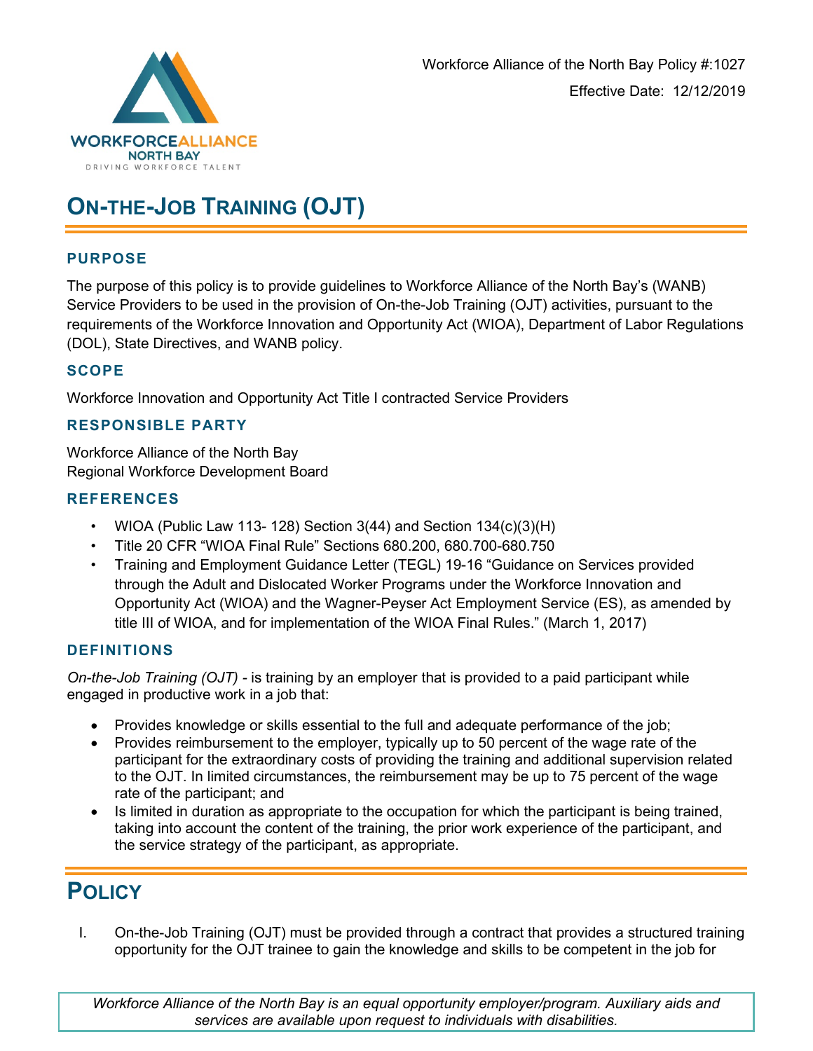Workforce Alliance of the North Bay Policy #:1027

Effective Date: 12/12/2019

# ON-THE-JOB TRAINING (OJT)

## PURPOSE

The purpose of this policy is to provide guidelines to Workforce Alliance of the North Bay's (WANB) Service Providers to be used in the provision of On-the-Job Training (OJT) activities, pursuant to the requirements of the Workforce Innovation and Opportunity Act (WIOA), Department of Labor Regulations (DOL), State Directives, and WANB policy.

## SCOPE

Workforce Innovation and Opportunity Act Title I contracted Service Providers

## RESPONSIBLE PARTY

Workforce Alliance of the North Bay
Regional Workforce Development Board

## REFERENCES

- WIOA (Public Law 113- 128) Section 3(44) and Section 134(c)(3)(H)
- Title 20 CFR "WIOA Final Rule" Sections 680.200, 680.700-680.750
- Training and Employment Guidance Letter (TEGL) 19-16 "Guidance on Services provided through the Adult and Dislocated Worker Programs under the Workforce Innovation and Opportunity Act (WIOA) and the Wagner-Peyser Act Employment Service (ES), as amended by title III of WIOA, and for implementation of the WIOA Final Rules." (March 1, 2017)

## DEFINITIONS

*On-the-Job Training (OJT)* - is training by an employer that is provided to a paid participant while engaged in productive work in a job that:

- Provides knowledge or skills essential to the full and adequate performance of the job;
- Provides reimbursement to the employer, typically up to 50 percent of the wage rate of the participant for the extraordinary costs of providing the training and additional supervision related to the OJT. In limited circumstances, the reimbursement may be up to 75 percent of the wage rate of the participant; and
- Is limited in duration as appropriate to the occupation for which the participant is being trained, taking into account the content of the training, the prior work experience of the participant, and the service strategy of the participant, as appropriate.

# POLICY

I. On-the-Job Training (OJT) must be provided through a contract that provides a structured training opportunity for the OJT trainee to gain the knowledge and skills to be competent in the job for

*Workforce Alliance of the North Bay is an equal opportunity employer/program. Auxiliary aids and services are available upon request to individuals with disabilities.*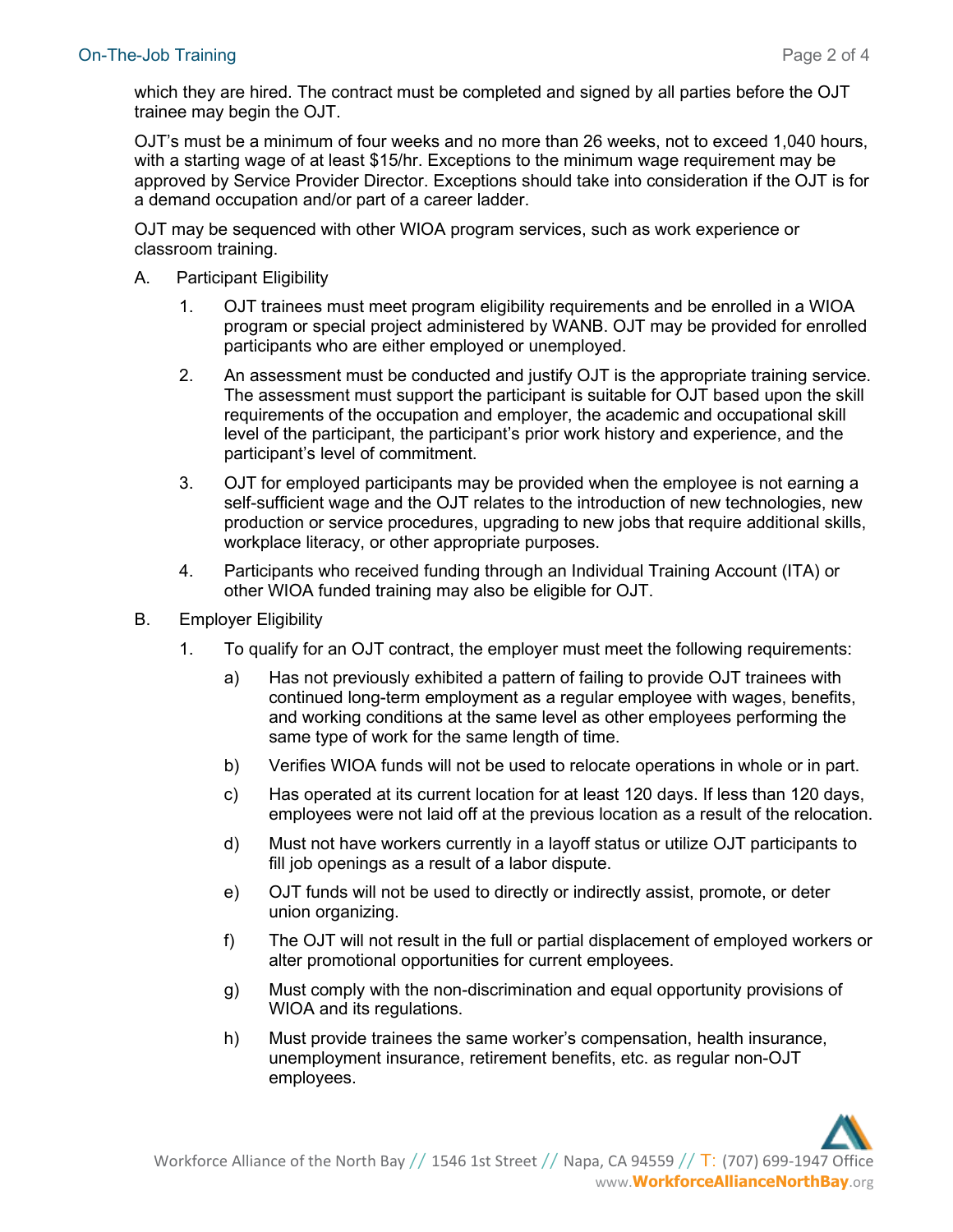which they are hired. The contract must be completed and signed by all parties before the OJT trainee may begin the OJT.

OJT's must be a minimum of four weeks and no more than 26 weeks, not to exceed 1,040 hours, with a starting wage of at least $15/hr. Exceptions to the minimum wage requirement may be approved by Service Provider Director. Exceptions should take into consideration if the OJT is for a demand occupation and/or part of a career ladder.

OJT may be sequenced with other WIOA program services, such as work experience or classroom training.

A. Participant Eligibility

1. OJT trainees must meet program eligibility requirements and be enrolled in a WIOA program or special project administered by WANB. OJT may be provided for enrolled participants who are either employed or unemployed.

2. An assessment must be conducted and justify OJT is the appropriate training service. The assessment must support the participant is suitable for OJT based upon the skill requirements of the occupation and employer, the academic and occupational skill level of the participant, the participant's prior work history and experience, and the participant's level of commitment.

3. OJT for employed participants may be provided when the employee is not earning a self-sufficient wage and the OJT relates to the introduction of new technologies, new production or service procedures, upgrading to new jobs that require additional skills, workplace literacy, or other appropriate purposes.

4. Participants who received funding through an Individual Training Account (ITA) or other WIOA funded training may also be eligible for OJT.

B. Employer Eligibility

1. To qualify for an OJT contract, the employer must meet the following requirements:

   a) Has not previously exhibited a pattern of failing to provide OJT trainees with continued long-term employment as a regular employee with wages, benefits, and working conditions at the same level as other employees performing the same type of work for the same length of time.

   b) Verifies WIOA funds will not be used to relocate operations in whole or in part.

   c) Has operated at its current location for at least 120 days. If less than 120 days, employees were not laid off at the previous location as a result of the relocation.

   d) Must not have workers currently in a layoff status or utilize OJT participants to fill job openings as a result of a labor dispute.

   e) OJT funds will not be used to directly or indirectly assist, promote, or deter union organizing.

   f) The OJT will not result in the full or partial displacement of employed workers or alter promotional opportunities for current employees.

   g) Must comply with the non-discrimination and equal opportunity provisions of WIOA and its regulations.

   h) Must provide trainees the same worker's compensation, health insurance, unemployment insurance, retirement benefits, etc. as regular non-OJT employees.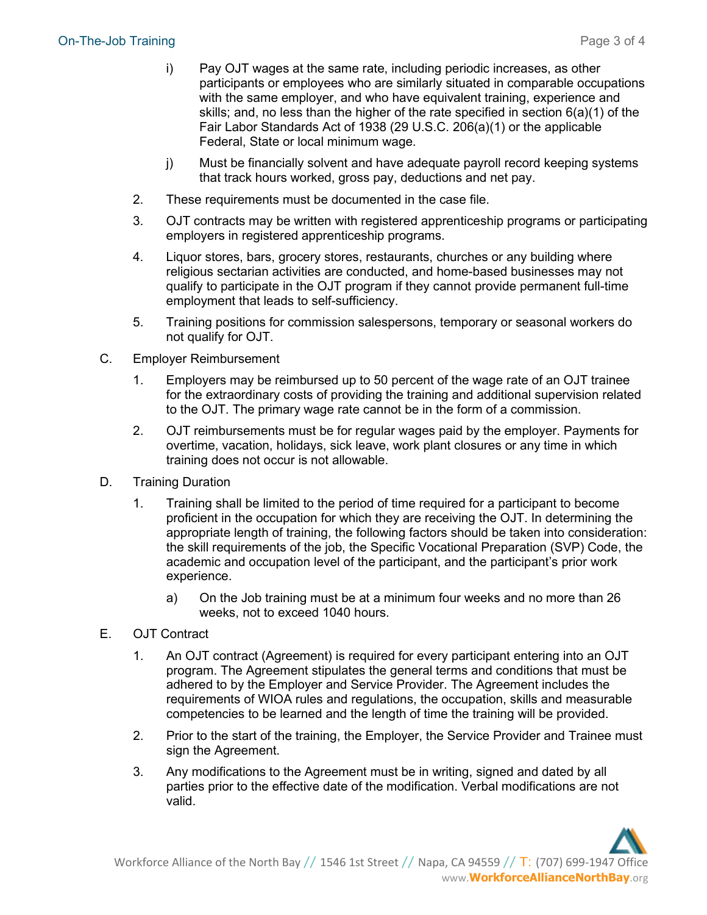i) Pay OJT wages at the same rate, including periodic increases, as other participants or employees who are similarly situated in comparable occupations with the same employer, and who have equivalent training, experience and skills; and, no less than the higher of the rate specified in section 6(a)(1) of the Fair Labor Standards Act of 1938 (29 U.S.C. 206(a)(1) or the applicable Federal, State or local minimum wage.

j) Must be financially solvent and have adequate payroll record keeping systems that track hours worked, gross pay, deductions and net pay.

2. These requirements must be documented in the case file.

3. OJT contracts may be written with registered apprenticeship programs or participating employers in registered apprenticeship programs.

4. Liquor stores, bars, grocery stores, restaurants, churches or any building where religious sectarian activities are conducted, and home-based businesses may not qualify to participate in the OJT program if they cannot provide permanent full-time employment that leads to self-sufficiency.

5. Training positions for commission salespersons, temporary or seasonal workers do not qualify for OJT.

C. Employer Reimbursement

1. Employers may be reimbursed up to 50 percent of the wage rate of an OJT trainee for the extraordinary costs of providing the training and additional supervision related to the OJT. The primary wage rate cannot be in the form of a commission.

2. OJT reimbursements must be for regular wages paid by the employer. Payments for overtime, vacation, holidays, sick leave, work plant closures or any time in which training does not occur is not allowable.

D. Training Duration

1. Training shall be limited to the period of time required for a participant to become proficient in the occupation for which they are receiving the OJT. In determining the appropriate length of training, the following factors should be taken into consideration: the skill requirements of the job, the Specific Vocational Preparation (SVP) Code, the academic and occupation level of the participant, and the participant's prior work experience.

   a) On the Job training must be at a minimum four weeks and no more than 26 weeks, not to exceed 1040 hours.

E. OJT Contract

1. An OJT contract (Agreement) is required for every participant entering into an OJT program. The Agreement stipulates the general terms and conditions that must be adhered to by the Employer and Service Provider. The Agreement includes the requirements of WIOA rules and regulations, the occupation, skills and measurable competencies to be learned and the length of time the training will be provided.

2. Prior to the start of the training, the Employer, the Service Provider and Trainee must sign the Agreement.

3. Any modifications to the Agreement must be in writing, signed and dated by all parties prior to the effective date of the modification. Verbal modifications are not valid.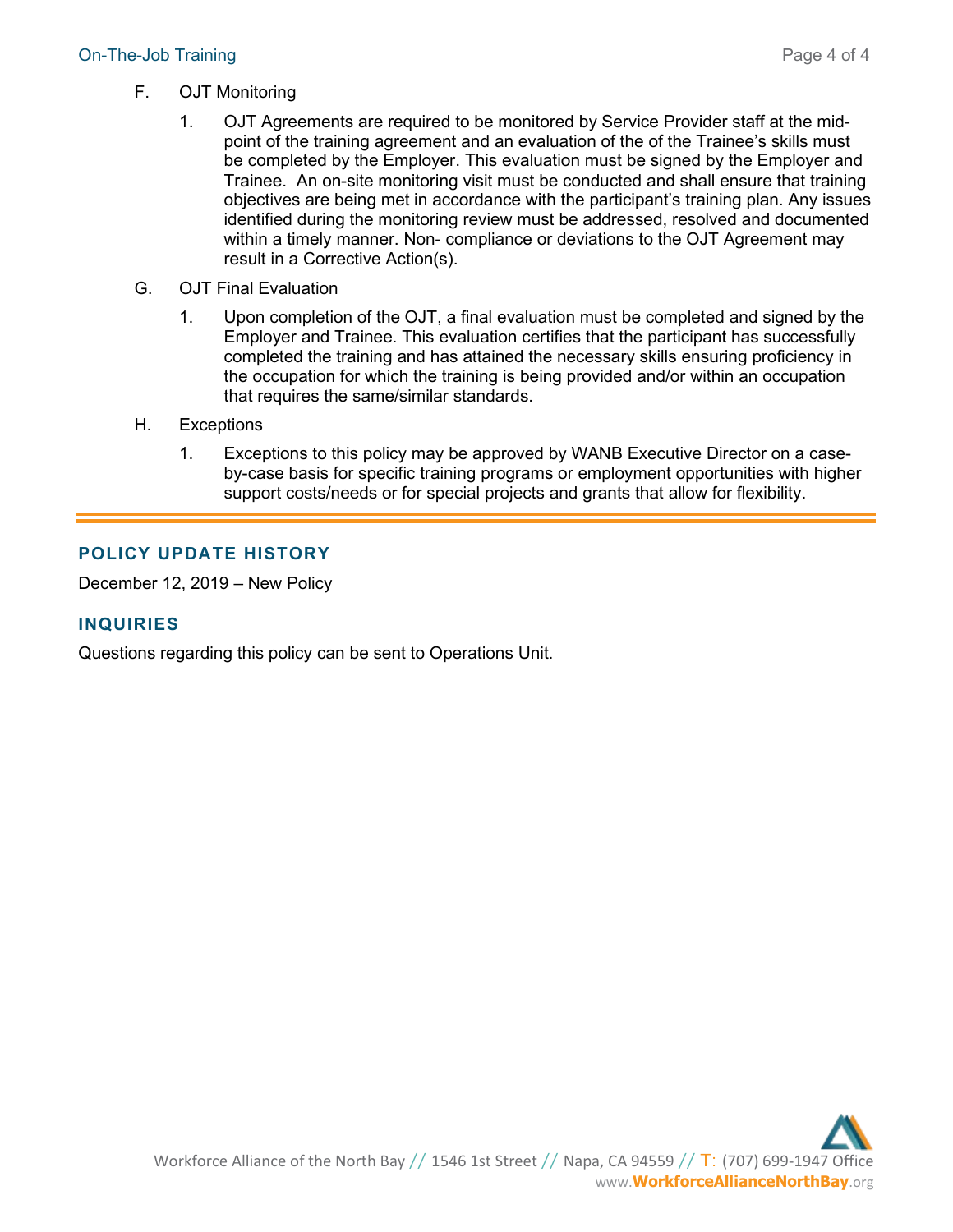F. OJT Monitoring

1. OJT Agreements are required to be monitored by Service Provider staff at the mid-point of the training agreement and an evaluation of the of the Trainee's skills must be completed by the Employer. This evaluation must be signed by the Employer and Trainee. An on-site monitoring visit must be conducted and shall ensure that training objectives are being met in accordance with the participant's training plan. Any issues identified during the monitoring review must be addressed, resolved and documented within a timely manner. Non- compliance or deviations to the OJT Agreement may result in a Corrective Action(s).

G. OJT Final Evaluation

1. Upon completion of the OJT, a final evaluation must be completed and signed by the Employer and Trainee. This evaluation certifies that the participant has successfully completed the training and has attained the necessary skills ensuring proficiency in the occupation for which the training is being provided and/or within an occupation that requires the same/similar standards.

H. Exceptions

1. Exceptions to this policy may be approved by WANB Executive Director on a case-by-case basis for specific training programs or employment opportunities with higher support costs/needs or for special projects and grants that allow for flexibility.

## POLICY UPDATE HISTORY

December 12, 2019 – New Policy

## INQUIRIES

Questions regarding this policy can be sent to Operations Unit.